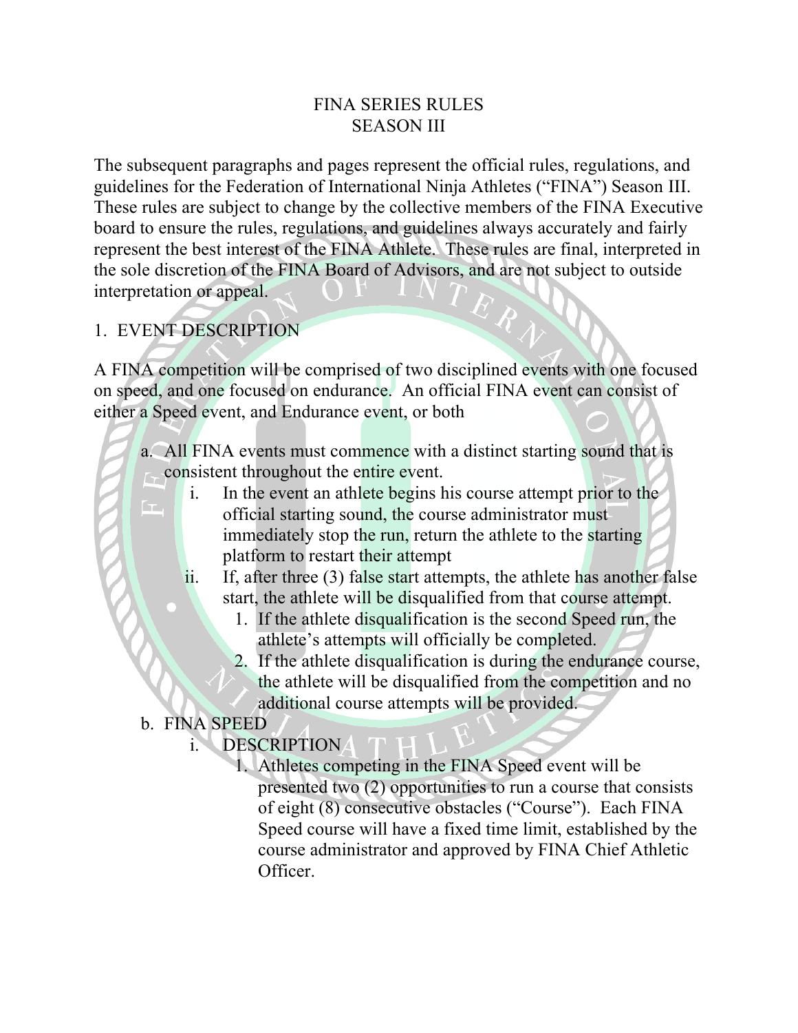# FINA SERIES RULES
# SEASON III

The subsequent paragraphs and pages represent the official rules, regulations, and guidelines for the Federation of International Ninja Athletes ("FINA") Season III. These rules are subject to change by the collective members of the FINA Executive board to ensure the rules, regulations, and guidelines always accurately and fairly represent the best interest of the FINA Athlete. These rules are final, interpreted in the sole discretion of the FINA Board of Advisors, and are not subject to outside interpretation or appeal.

## 1. EVENT DESCRIPTION

A FINA competition will be comprised of two disciplined events with one focused on speed, and one focused on endurance. An official FINA event can consist of either a Speed event, and Endurance event, or both

- a. All FINA events must commence with a distinct starting sound that is consistent throughout the entire event.
  - i. In the event an athlete begins his course attempt prior to the official starting sound, the course administrator must immediately stop the run, return the athlete to the starting platform to restart their attempt
  - ii. If, after three (3) false start attempts, the athlete has another false start, the athlete will be disqualified from that course attempt.
    1. If the athlete disqualification is the second Speed run, the athlete's attempts will officially be completed.
    2. If the athlete disqualification is during the endurance course, the athlete will be disqualified from the competition and no additional course attempts will be provided.
- b. FINA SPEED
  - i. DESCRIPTION
    1. Athletes competing in the FINA Speed event will be presented two (2) opportunities to run a course that consists of eight (8) consecutive obstacles ("Course"). Each FINA Speed course will have a fixed time limit, established by the course administrator and approved by FINA Chief Athletic Officer.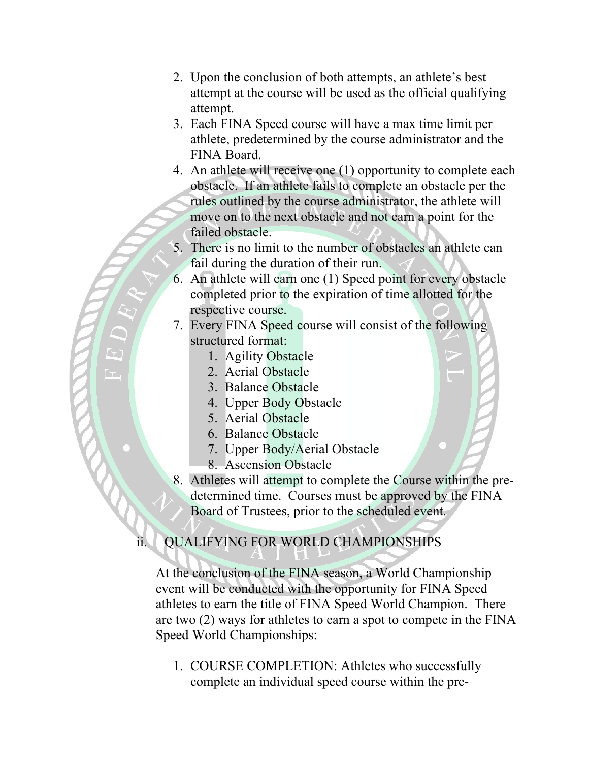2. Upon the conclusion of both attempts, an athlete's best attempt at the course will be used as the official qualifying attempt.
3. Each FINA Speed course will have a max time limit per athlete, predetermined by the course administrator and the FINA Board.
4. An athlete will receive one (1) opportunity to complete each obstacle. If an athlete fails to complete an obstacle per the rules outlined by the course administrator, the athlete will move on to the next obstacle and not earn a point for the failed obstacle.
5. There is no limit to the number of obstacles an athlete can fail during the duration of their run.
6. An athlete will earn one (1) Speed point for every obstacle completed prior to the expiration of time allotted for the respective course.
7. Every FINA Speed course will consist of the following structured format:
    1. Agility Obstacle
    2. Aerial Obstacle
    3. Balance Obstacle
    4. Upper Body Obstacle
    5. Aerial Obstacle
    6. Balance Obstacle
    7. Upper Body/Aerial Obstacle
    8. Ascension Obstacle
8. Athletes will attempt to complete the Course within the pre-determined time. Courses must be approved by the FINA Board of Trustees, prior to the scheduled event.

## ii. QUALIFYING FOR WORLD CHAMPIONSHIPS

At the conclusion of the FINA season, a World Championship event will be conducted with the opportunity for FINA Speed athletes to earn the title of FINA Speed World Champion. There are two (2) ways for athletes to earn a spot to compete in the FINA Speed World Championships:

1. COURSE COMPLETION: Athletes who successfully complete an individual speed course within the pre-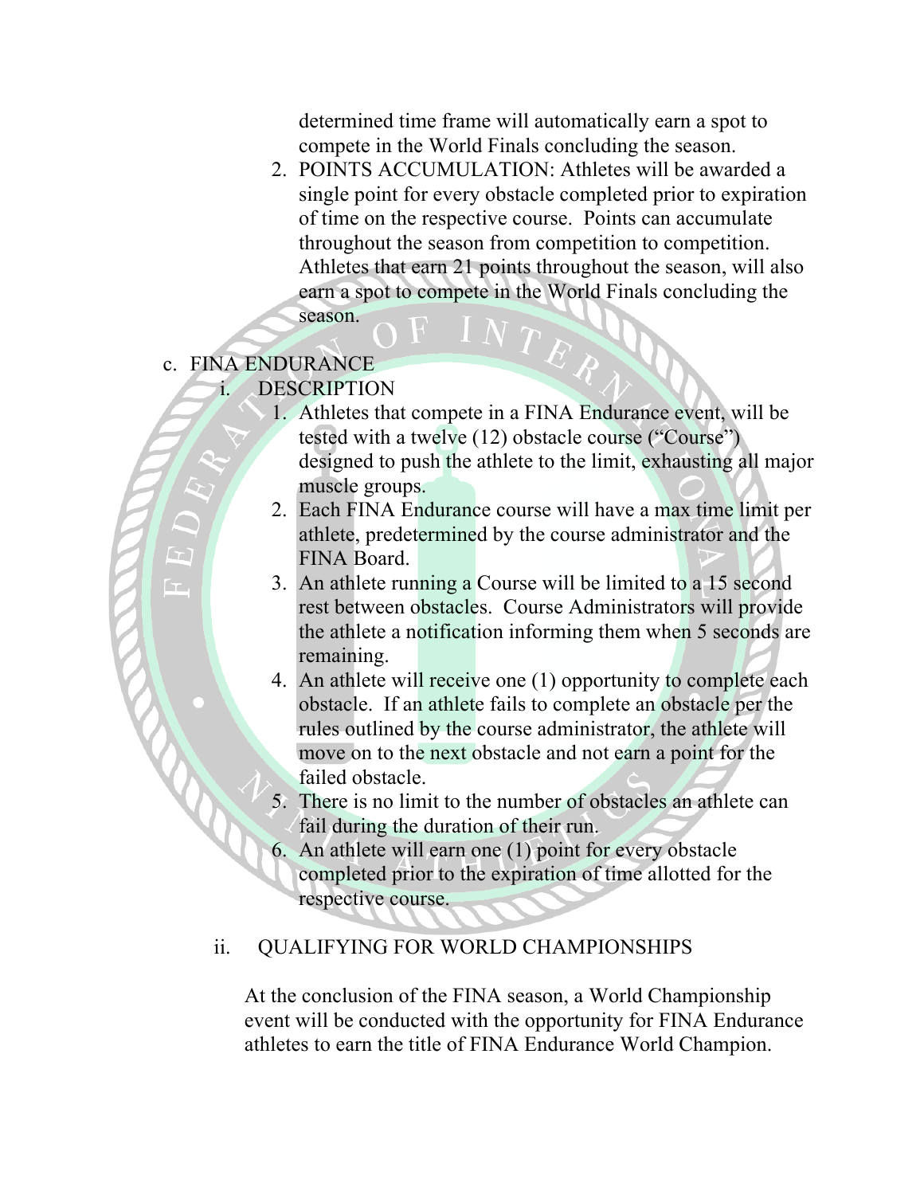determined time frame will automatically earn a spot to compete in the World Finals concluding the season.

2. POINTS ACCUMULATION: Athletes will be awarded a single point for every obstacle completed prior to expiration of time on the respective course. Points can accumulate throughout the season from competition to competition. Athletes that earn 21 points throughout the season, will also earn a spot to compete in the World Finals concluding the season.

c. FINA ENDURANCE

i. DESCRIPTION

1. Athletes that compete in a FINA Endurance event, will be tested with a twelve (12) obstacle course ("Course") designed to push the athlete to the limit, exhausting all major muscle groups.
2. Each FINA Endurance course will have a max time limit per athlete, predetermined by the course administrator and the FINA Board.
3. An athlete running a Course will be limited to a 15 second rest between obstacles. Course Administrators will provide the athlete a notification informing them when 5 seconds are remaining.
4. An athlete will receive one (1) opportunity to complete each obstacle. If an athlete fails to complete an obstacle per the rules outlined by the course administrator, the athlete will move on to the next obstacle and not earn a point for the failed obstacle.
5. There is no limit to the number of obstacles an athlete can fail during the duration of their run.
6. An athlete will earn one (1) point for every obstacle completed prior to the expiration of time allotted for the respective course.

ii. QUALIFYING FOR WORLD CHAMPIONSHIPS

At the conclusion of the FINA season, a World Championship event will be conducted with the opportunity for FINA Endurance athletes to earn the title of FINA Endurance World Champion.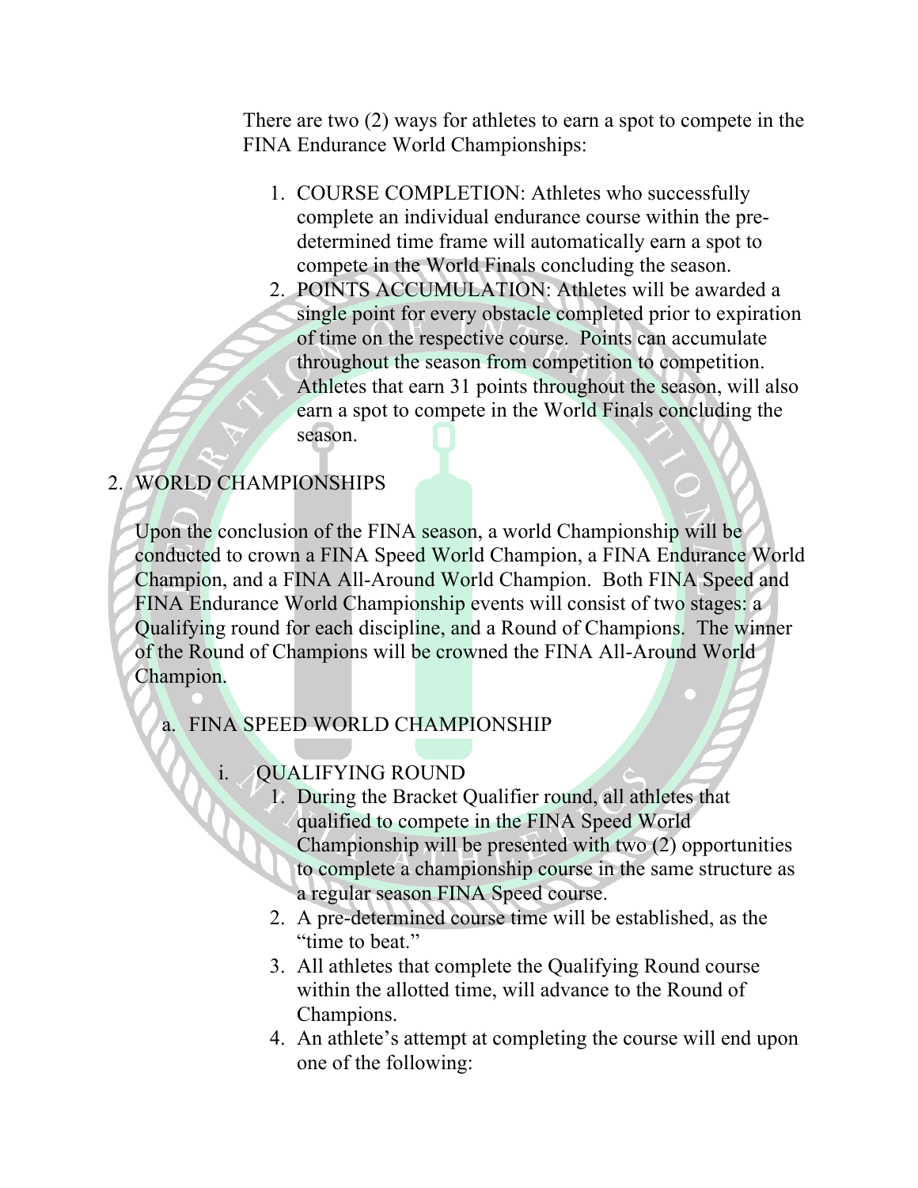There are two (2) ways for athletes to earn a spot to compete in the FINA Endurance World Championships:

1. COURSE COMPLETION: Athletes who successfully complete an individual endurance course within the pre-determined time frame will automatically earn a spot to compete in the World Finals concluding the season.
2. POINTS ACCUMULATION: Athletes will be awarded a single point for every obstacle completed prior to expiration of time on the respective course. Points can accumulate throughout the season from competition to competition. Athletes that earn 31 points throughout the season, will also earn a spot to compete in the World Finals concluding the season.

2. WORLD CHAMPIONSHIPS

Upon the conclusion of the FINA season, a world Championship will be conducted to crown a FINA Speed World Champion, a FINA Endurance World Champion, and a FINA All-Around World Champion. Both FINA Speed and FINA Endurance World Championship events will consist of two stages: a Qualifying round for each discipline, and a Round of Champions. The winner of the Round of Champions will be crowned the FINA All-Around World Champion.

a. FINA SPEED WORLD CHAMPIONSHIP

i. QUALIFYING ROUND

1. During the Bracket Qualifier round, all athletes that qualified to compete in the FINA Speed World Championship will be presented with two (2) opportunities to complete a championship course in the same structure as a regular season FINA Speed course.
2. A pre-determined course time will be established, as the "time to beat."
3. All athletes that complete the Qualifying Round course within the allotted time, will advance to the Round of Champions.
4. An athlete's attempt at completing the course will end upon one of the following: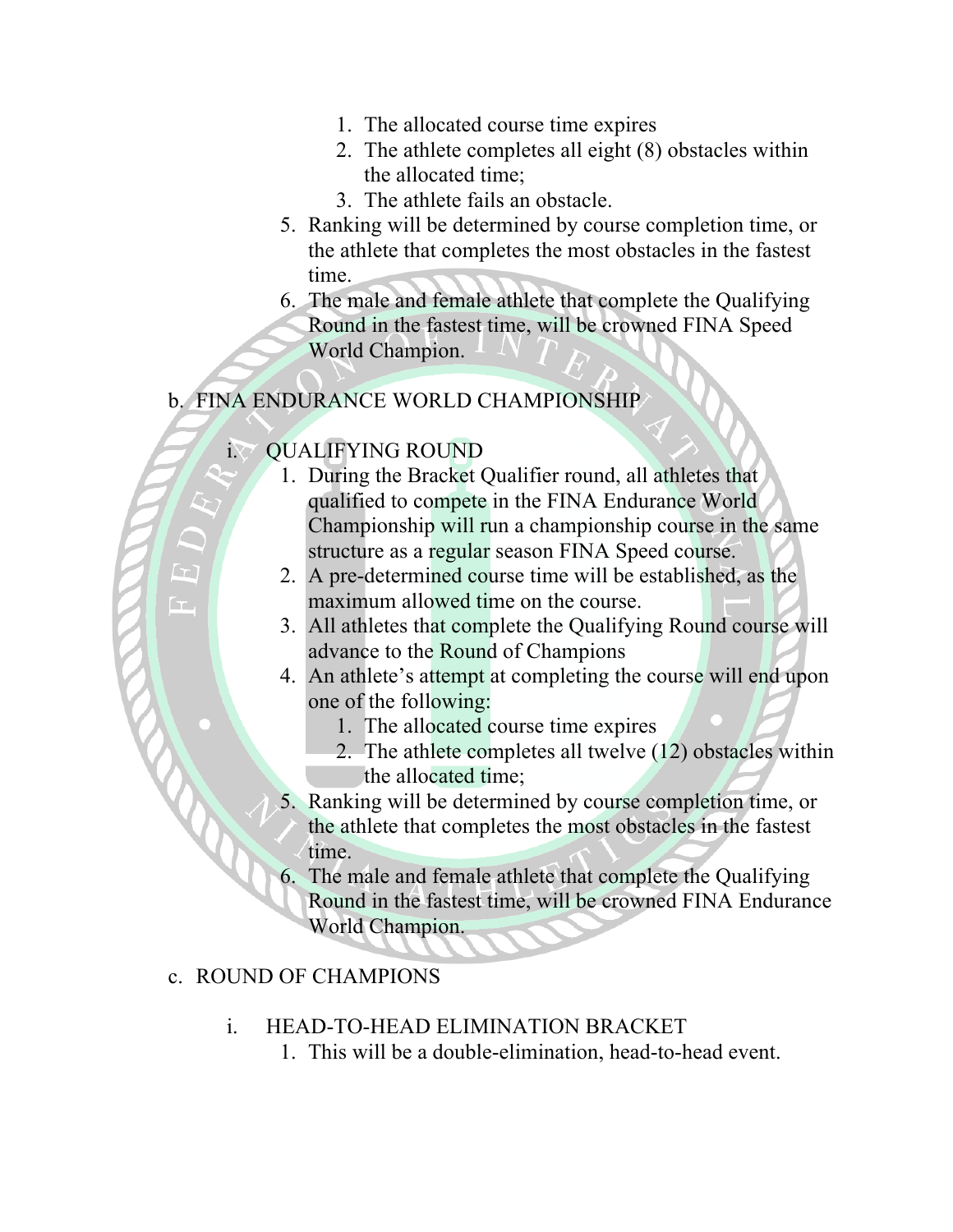1. The allocated course time expires
      2. The athlete completes all eight (8) obstacles within the allocated time;
      3. The athlete fails an obstacle.
   5. Ranking will be determined by course completion time, or the athlete that completes the most obstacles in the fastest time.
   6. The male and female athlete that complete the Qualifying Round in the fastest time, will be crowned FINA Speed World Champion.

b. FINA ENDURANCE WORLD CHAMPIONSHIP

   i. QUALIFYING ROUND
      1. During the Bracket Qualifier round, all athletes that qualified to compete in the FINA Endurance World Championship will run a championship course in the same structure as a regular season FINA Speed course.
      2. A pre-determined course time will be established, as the maximum allowed time on the course.
      3. All athletes that complete the Qualifying Round course will advance to the Round of Champions
      4. An athlete's attempt at completing the course will end upon one of the following:
         1. The allocated course time expires
         2. The athlete completes all twelve (12) obstacles within the allocated time;
      5. Ranking will be determined by course completion time, or the athlete that completes the most obstacles in the fastest time.
      6. The male and female athlete that complete the Qualifying Round in the fastest time, will be crowned FINA Endurance World Champion.

c. ROUND OF CHAMPIONS

   i. HEAD-TO-HEAD ELIMINATION BRACKET
      1. This will be a double-elimination, head-to-head event.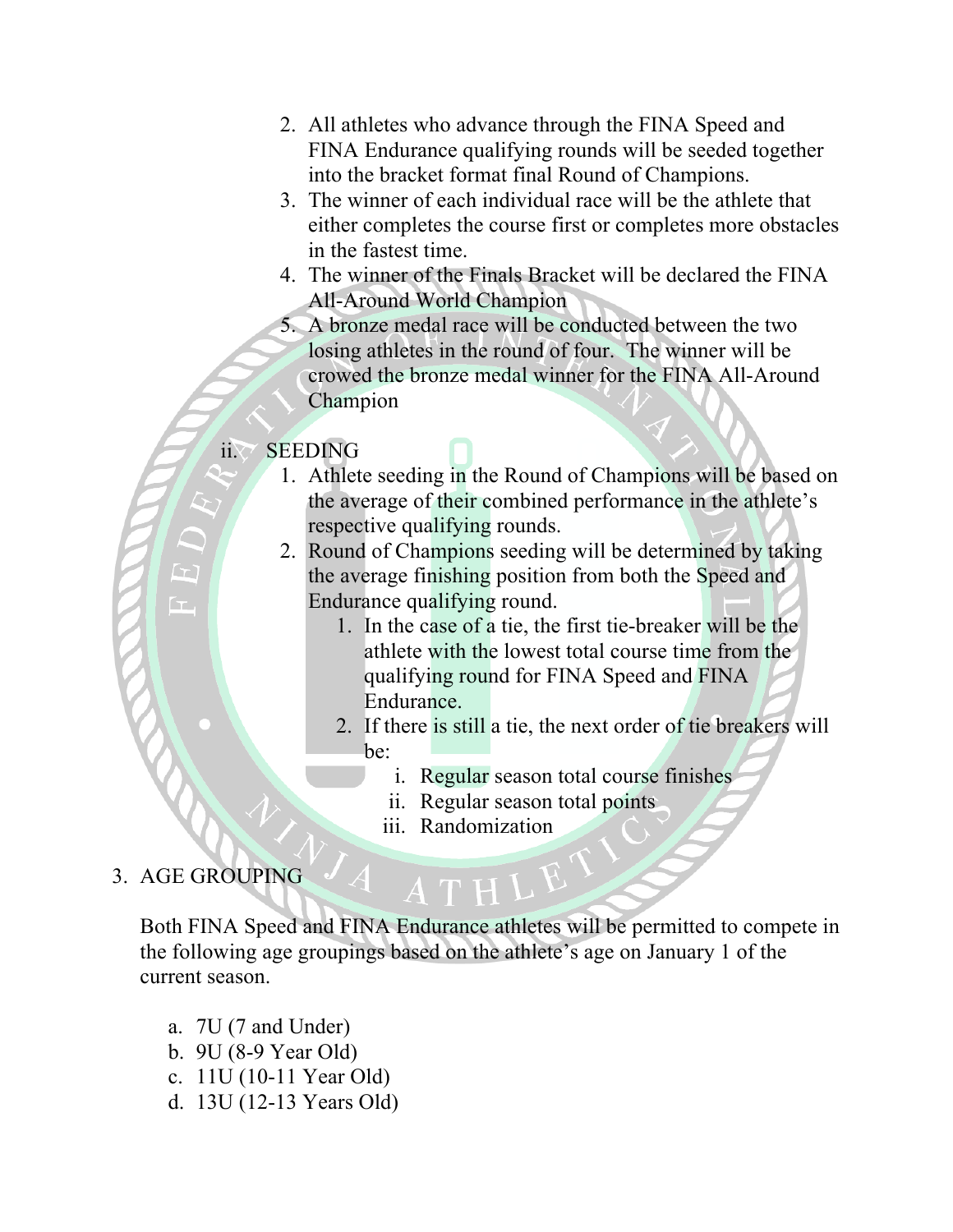2. All athletes who advance through the FINA Speed and FINA Endurance qualifying rounds will be seeded together into the bracket format final Round of Champions.
3. The winner of each individual race will be the athlete that either completes the course first or completes more obstacles in the fastest time.
4. The winner of the Finals Bracket will be declared the FINA All-Around World Champion
5. A bronze medal race will be conducted between the two losing athletes in the round of four. The winner will be crowed the bronze medal winner for the FINA All-Around Champion

ii. SEEDING

1. Athlete seeding in the Round of Champions will be based on the average of their combined performance in the athlete's respective qualifying rounds.
2. Round of Champions seeding will be determined by taking the average finishing position from both the Speed and Endurance qualifying round.
    1. In the case of a tie, the first tie-breaker will be the athlete with the lowest total course time from the qualifying round for FINA Speed and FINA Endurance.
    2. If there is still a tie, the next order of tie breakers will be:
        i. Regular season total course finishes
        ii. Regular season total points
        iii. Randomization

3. AGE GROUPING

Both FINA Speed and FINA Endurance athletes will be permitted to compete in the following age groupings based on the athlete's age on January 1 of the current season.

a. 7U (7 and Under)
b. 9U (8-9 Year Old)
c. 11U (10-11 Year Old)
d. 13U (12-13 Years Old)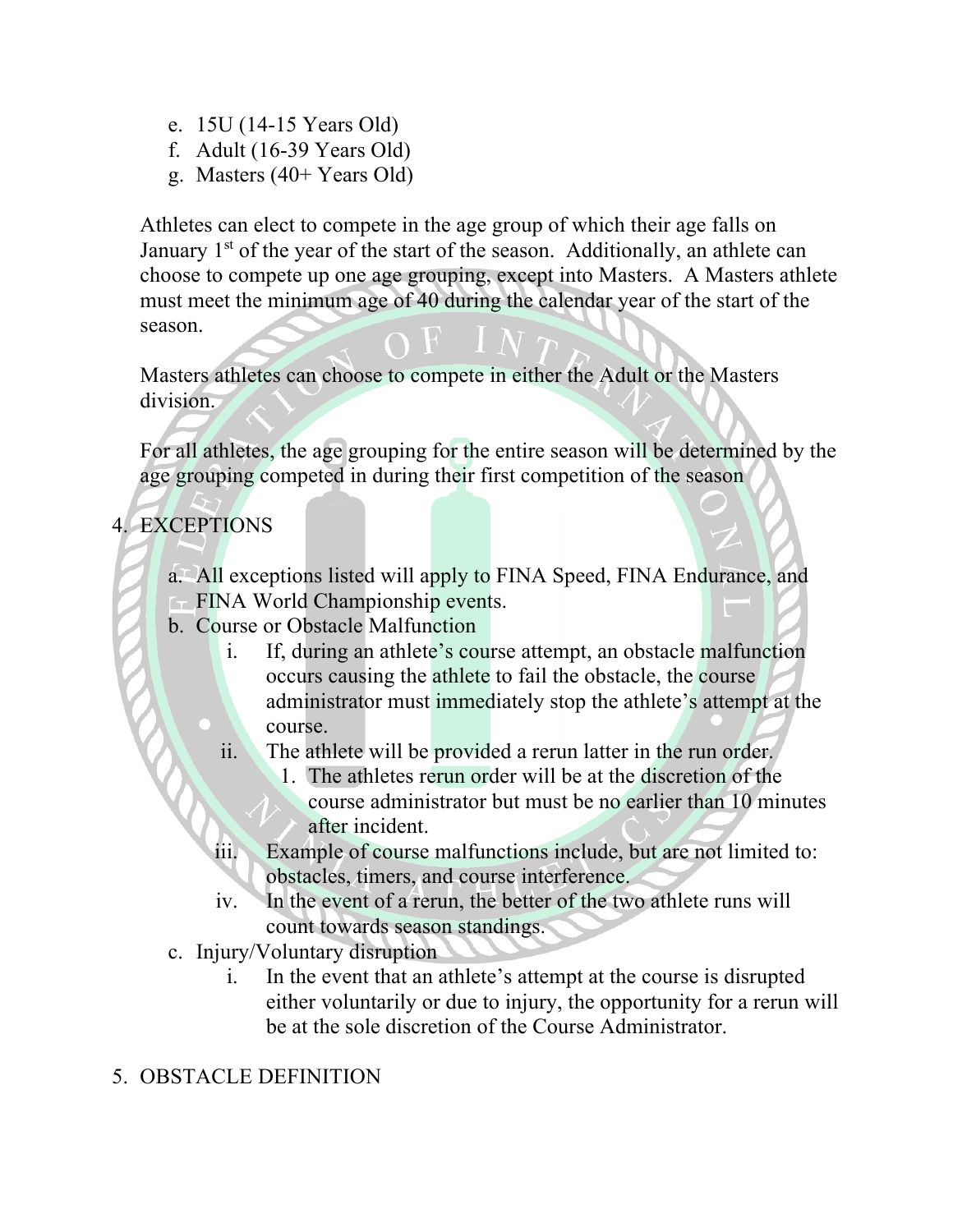e. 15U (14-15 Years Old)
f. Adult (16-39 Years Old)
g. Masters (40+ Years Old)

Athletes can elect to compete in the age group of which their age falls on January 1st of the year of the start of the season. Additionally, an athlete can choose to compete up one age grouping, except into Masters. A Masters athlete must meet the minimum age of 40 during the calendar year of the start of the season.

Masters athletes can choose to compete in either the Adult or the Masters division.

For all athletes, the age grouping for the entire season will be determined by the age grouping competed in during their first competition of the season

4. EXCEPTIONS

   a. All exceptions listed will apply to FINA Speed, FINA Endurance, and FINA World Championship events.
   b. Course or Obstacle Malfunction
      i. If, during an athlete's course attempt, an obstacle malfunction occurs causing the athlete to fail the obstacle, the course administrator must immediately stop the athlete's attempt at the course.
      ii. The athlete will be provided a rerun latter in the run order.
         1. The athletes rerun order will be at the discretion of the course administrator but must be no earlier than 10 minutes after incident.
      iii. Example of course malfunctions include, but are not limited to: obstacles, timers, and course interference.
      iv. In the event of a rerun, the better of the two athlete runs will count towards season standings.
   c. Injury/Voluntary disruption
      i. In the event that an athlete's attempt at the course is disrupted either voluntarily or due to injury, the opportunity for a rerun will be at the sole discretion of the Course Administrator.

5. OBSTACLE DEFINITION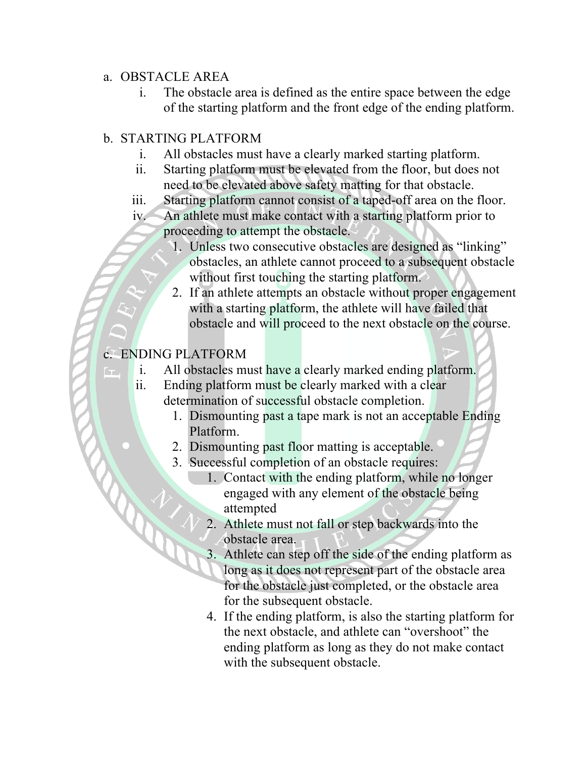a. OBSTACLE AREA

   i. The obstacle area is defined as the entire space between the edge of the starting platform and the front edge of the ending platform.

b. STARTING PLATFORM

   i. All obstacles must have a clearly marked starting platform.

   ii. Starting platform must be elevated from the floor, but does not need to be elevated above safety matting for that obstacle.

   iii. Starting platform cannot consist of a taped-off area on the floor.

   iv. An athlete must make contact with a starting platform prior to proceeding to attempt the obstacle.

      1. Unless two consecutive obstacles are designed as "linking" obstacles, an athlete cannot proceed to a subsequent obstacle without first touching the starting platform.
      2. If an athlete attempts an obstacle without proper engagement with a starting platform, the athlete will have failed that obstacle and will proceed to the next obstacle on the course.

c. ENDING PLATFORM

   i. All obstacles must have a clearly marked ending platform.

   ii. Ending platform must be clearly marked with a clear determination of successful obstacle completion.

      1. Dismounting past a tape mark is not an acceptable Ending Platform.
      2. Dismounting past floor matting is acceptable.
      3. Successful completion of an obstacle requires:
         1. Contact with the ending platform, while no longer engaged with any element of the obstacle being attempted
         2. Athlete must not fall or step backwards into the obstacle area.
         3. Athlete can step off the side of the ending platform as long as it does not represent part of the obstacle area for the obstacle just completed, or the obstacle area for the subsequent obstacle.
         4. If the ending platform, is also the starting platform for the next obstacle, and athlete can "overshoot" the ending platform as long as they do not make contact with the subsequent obstacle.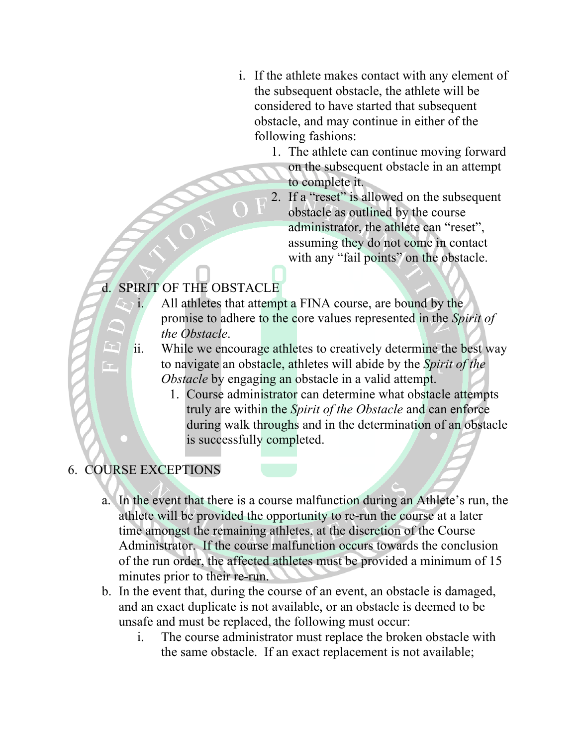i. If the athlete makes contact with any element of the subsequent obstacle, the athlete will be considered to have started that subsequent obstacle, and may continue in either of the following fashions:
   1. The athlete can continue moving forward on the subsequent obstacle in an attempt to complete it.
   2. If a "reset" is allowed on the subsequent obstacle as outlined by the course administrator, the athlete can "reset", assuming they do not come in contact with any "fail points" on the obstacle.

d. SPIRIT OF THE OBSTACLE
   i. All athletes that attempt a FINA course, are bound by the promise to adhere to the core values represented in the *Spirit of the Obstacle*.
   ii. While we encourage athletes to creatively determine the best way to navigate an obstacle, athletes will abide by the *Spirit of the Obstacle* by engaging an obstacle in a valid attempt.
      1. Course administrator can determine what obstacle attempts truly are within the *Spirit of the Obstacle* and can enforce during walk throughs and in the determination of an obstacle is successfully completed.

6. COURSE EXCEPTIONS

   a. In the event that there is a course malfunction during an Athlete's run, the athlete will be provided the opportunity to re-run the course at a later time amongst the remaining athletes, at the discretion of the Course Administrator. If the course malfunction occurs towards the conclusion of the run order, the affected athletes must be provided a minimum of 15 minutes prior to their re-run.
   b. In the event that, during the course of an event, an obstacle is damaged, and an exact duplicate is not available, or an obstacle is deemed to be unsafe and must be replaced, the following must occur:
      i. The course administrator must replace the broken obstacle with the same obstacle. If an exact replacement is not available;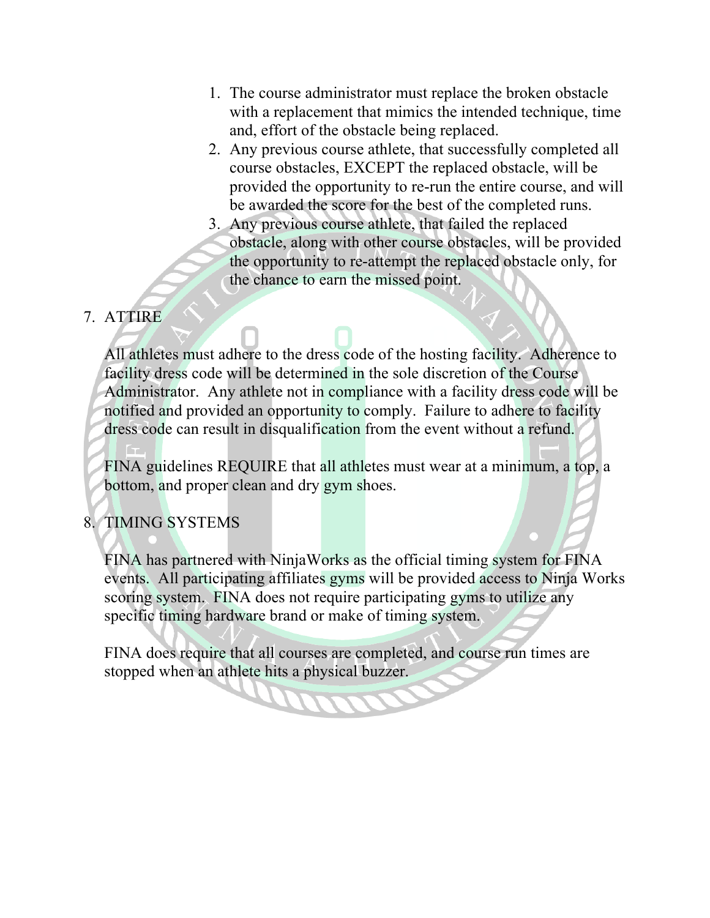1. The course administrator must replace the broken obstacle with a replacement that mimics the intended technique, time and, effort of the obstacle being replaced.
2. Any previous course athlete, that successfully completed all course obstacles, EXCEPT the replaced obstacle, will be provided the opportunity to re-run the entire course, and will be awarded the score for the best of the completed runs.
3. Any previous course athlete, that failed the replaced obstacle, along with other course obstacles, will be provided the opportunity to re-attempt the replaced obstacle only, for the chance to earn the missed point.

7. ATTIRE

All athletes must adhere to the dress code of the hosting facility. Adherence to facility dress code will be determined in the sole discretion of the Course Administrator. Any athlete not in compliance with a facility dress code will be notified and provided an opportunity to comply. Failure to adhere to facility dress code can result in disqualification from the event without a refund.

FINA guidelines REQUIRE that all athletes must wear at a minimum, a top, a bottom, and proper clean and dry gym shoes.

8. TIMING SYSTEMS

FINA has partnered with NinjaWorks as the official timing system for FINA events. All participating affiliates gyms will be provided access to Ninja Works scoring system. FINA does not require participating gyms to utilize any specific timing hardware brand or make of timing system.

FINA does require that all courses are completed, and course run times are stopped when an athlete hits a physical buzzer.